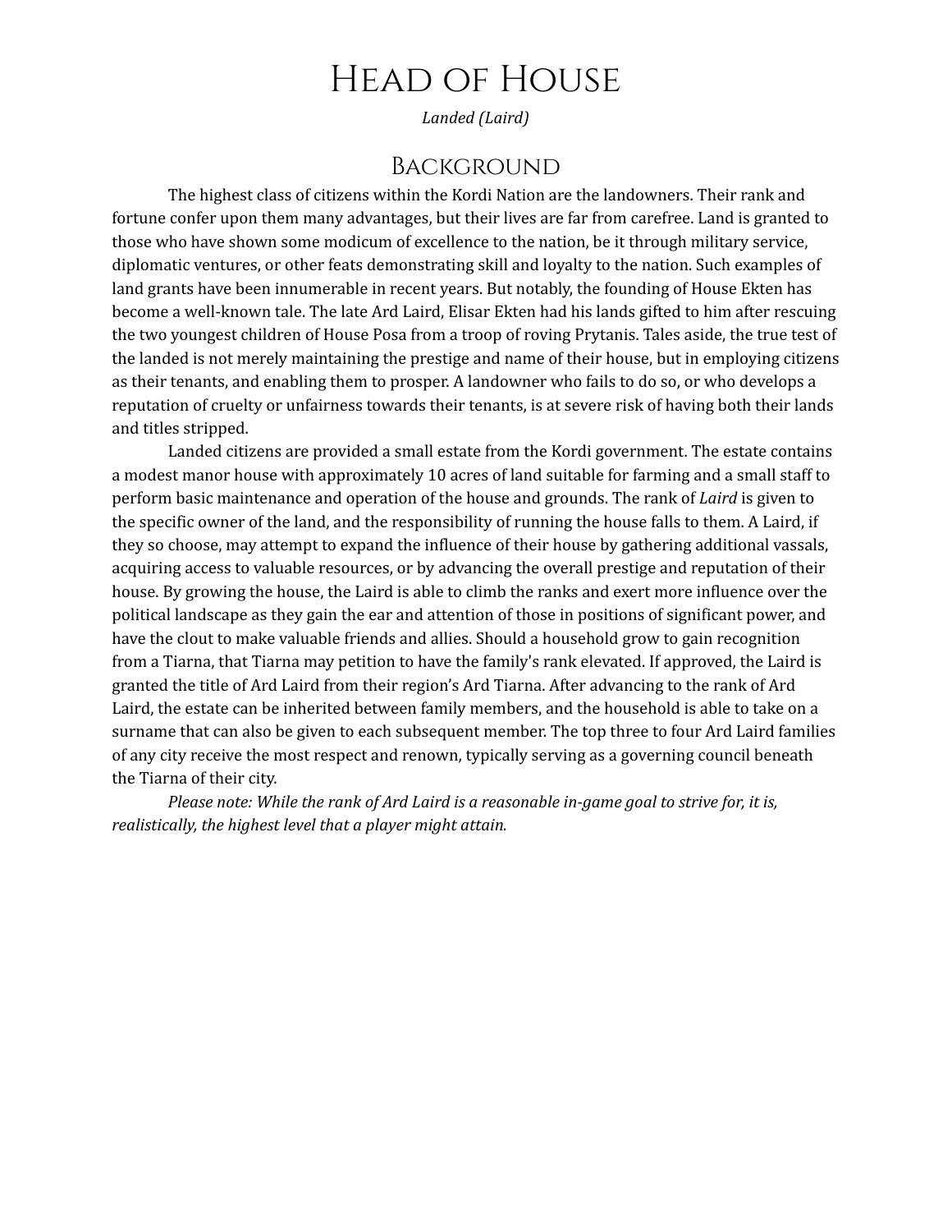# Head of House

*Landed (Laird)*

## Background

The highest class of citizens within the Kordi Nation are the landowners. Their rank and fortune confer upon them many advantages, but their lives are far from carefree. Land is granted to those who have shown some modicum of excellence to the nation, be it through military service, diplomatic ventures, or other feats demonstrating skill and loyalty to the nation. Such examples of land grants have been innumerable in recent years. But notably, the founding of House Ekten has become a well-known tale. The late Ard Laird, Elisar Ekten had his lands gifted to him after rescuing the two youngest children of House Posa from a troop of roving Prytanis. Tales aside, the true test of the landed is not merely maintaining the prestige and name of their house, but in employing citizens as their tenants, and enabling them to prosper. A landowner who fails to do so, or who develops a reputation of cruelty or unfairness towards their tenants, is at severe risk of having both their lands and titles stripped.

Landed citizens are provided a small estate from the Kordi government. The estate contains a modest manor house with approximately 10 acres of land suitable for farming and a small staff to perform basic maintenance and operation of the house and grounds. The rank of *Laird* is given to the specific owner of the land, and the responsibility of running the house falls to them. A Laird, if they so choose, may attempt to expand the influence of their house by gathering additional vassals, acquiring access to valuable resources, or by advancing the overall prestige and reputation of their house. By growing the house, the Laird is able to climb the ranks and exert more influence over the political landscape as they gain the ear and attention of those in positions of significant power, and have the clout to make valuable friends and allies. Should a household grow to gain recognition from a Tiarna, that Tiarna may petition to have the family's rank elevated. If approved, the Laird is granted the title of Ard Laird from their region's Ard Tiarna. After advancing to the rank of Ard Laird, the estate can be inherited between family members, and the household is able to take on a surname that can also be given to each subsequent member. The top three to four Ard Laird families of any city receive the most respect and renown, typically serving as a governing council beneath the Tiarna of their city.

*Please note: While the rank of Ard Laird is a reasonable in-game goal to strive for, it is, realistically, the highest level that a player might attain.*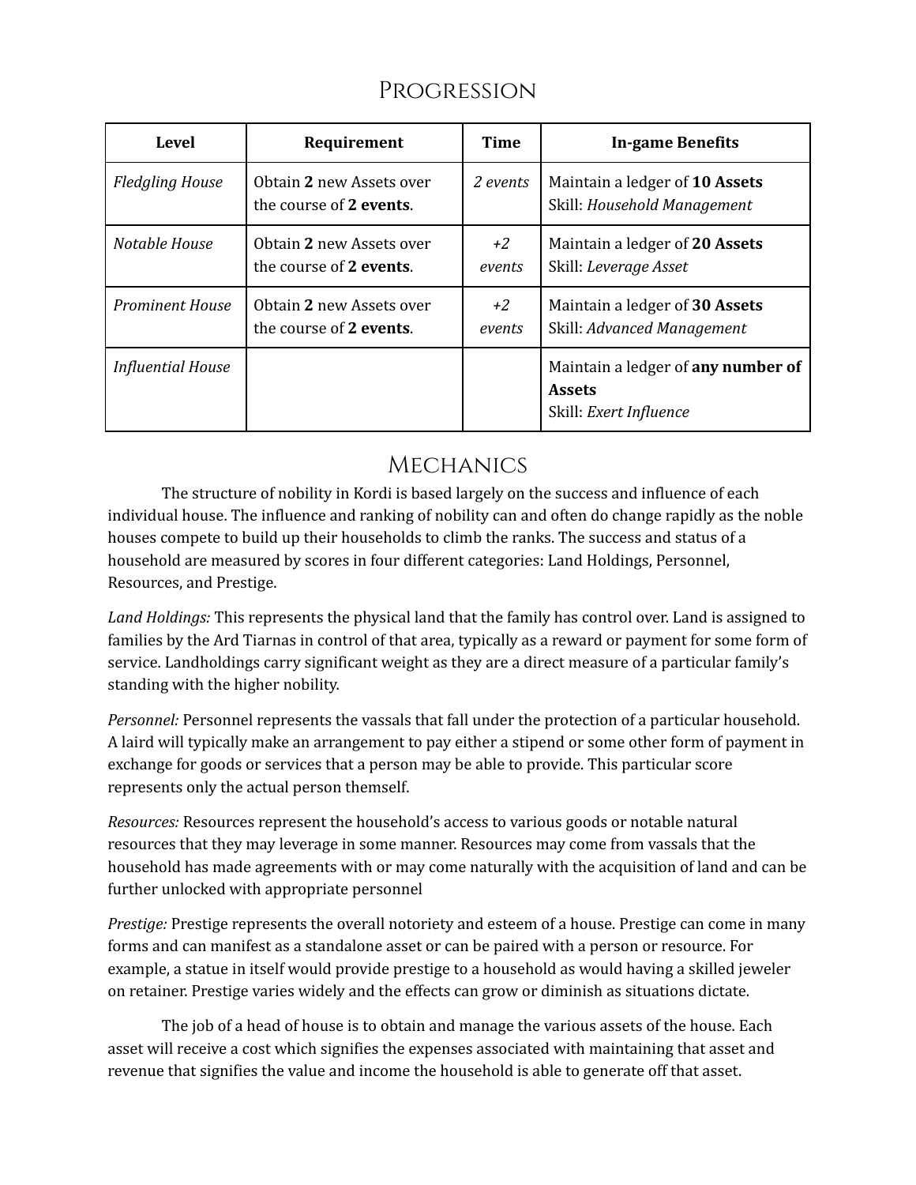# Progression

| Level | Requirement | Time | In-game Benefits |
|---|---|---|---|
| *Fledgling House* | Obtain **2** new Assets over the course of **2 events**. | *2 events* | Maintain a ledger of **10 Assets**<br>Skill: *Household Management* |
| *Notable House* | Obtain **2** new Assets over the course of **2 events**. | *+2 events* | Maintain a ledger of **20 Assets**<br>Skill: *Leverage Asset* |
| *Prominent House* | Obtain **2** new Assets over the course of **2 events**. | *+2 events* | Maintain a ledger of **30 Assets**<br>Skill: *Advanced Management* |
| *Influential House* | | | Maintain a ledger of **any number of Assets**<br>Skill: *Exert Influence* |

# Mechanics

The structure of nobility in Kordi is based largely on the success and influence of each individual house. The influence and ranking of nobility can and often do change rapidly as the noble houses compete to build up their households to climb the ranks. The success and status of a household are measured by scores in four different categories: Land Holdings, Personnel, Resources, and Prestige.

*Land Holdings:* This represents the physical land that the family has control over. Land is assigned to families by the Ard Tiarnas in control of that area, typically as a reward or payment for some form of service. Landholdings carry significant weight as they are a direct measure of a particular family's standing with the higher nobility.

*Personnel:* Personnel represents the vassals that fall under the protection of a particular household. A laird will typically make an arrangement to pay either a stipend or some other form of payment in exchange for goods or services that a person may be able to provide. This particular score represents only the actual person themself.

*Resources:* Resources represent the household's access to various goods or notable natural resources that they may leverage in some manner. Resources may come from vassals that the household has made agreements with or may come naturally with the acquisition of land and can be further unlocked with appropriate personnel

*Prestige:* Prestige represents the overall notoriety and esteem of a house. Prestige can come in many forms and can manifest as a standalone asset or can be paired with a person or resource. For example, a statue in itself would provide prestige to a household as would having a skilled jeweler on retainer. Prestige varies widely and the effects can grow or diminish as situations dictate.

The job of a head of house is to obtain and manage the various assets of the house. Each asset will receive a cost which signifies the expenses associated with maintaining that asset and revenue that signifies the value and income the household is able to generate off that asset.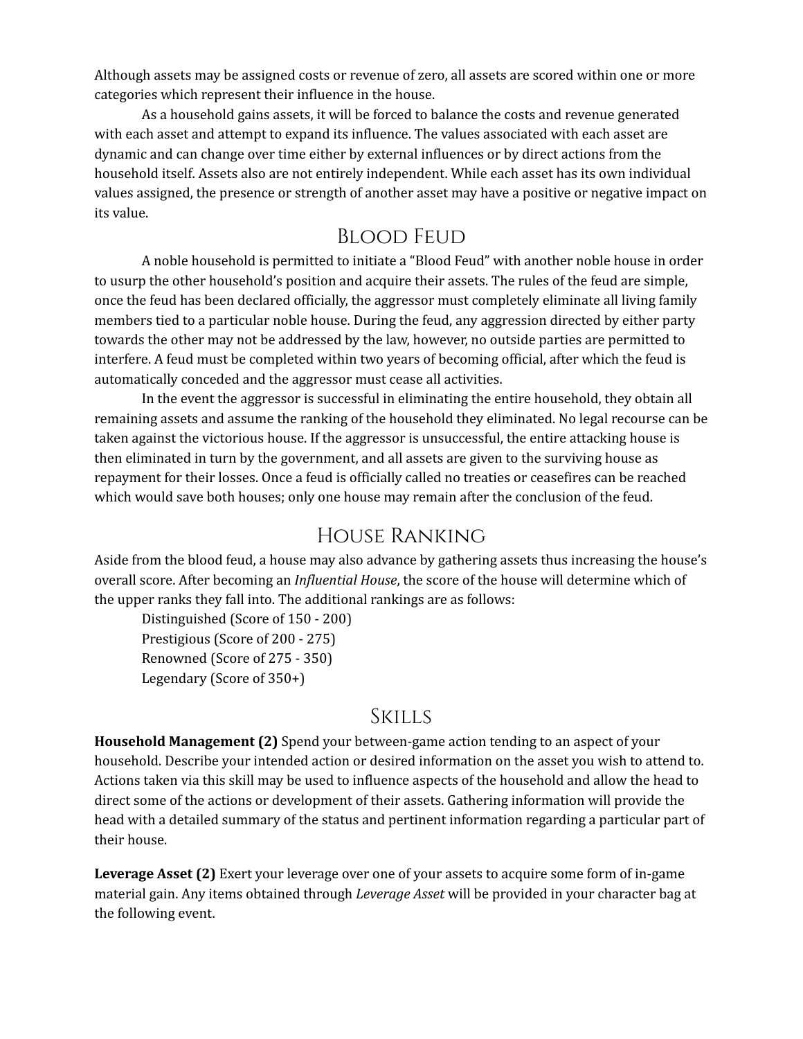Although assets may be assigned costs or revenue of zero, all assets are scored within one or more categories which represent their influence in the house.

As a household gains assets, it will be forced to balance the costs and revenue generated with each asset and attempt to expand its influence. The values associated with each asset are dynamic and can change over time either by external influences or by direct actions from the household itself. Assets also are not entirely independent. While each asset has its own individual values assigned, the presence or strength of another asset may have a positive or negative impact on its value.

## Blood Feud

A noble household is permitted to initiate a "Blood Feud" with another noble house in order to usurp the other household's position and acquire their assets. The rules of the feud are simple, once the feud has been declared officially, the aggressor must completely eliminate all living family members tied to a particular noble house. During the feud, any aggression directed by either party towards the other may not be addressed by the law, however, no outside parties are permitted to interfere. A feud must be completed within two years of becoming official, after which the feud is automatically conceded and the aggressor must cease all activities.

In the event the aggressor is successful in eliminating the entire household, they obtain all remaining assets and assume the ranking of the household they eliminated. No legal recourse can be taken against the victorious house. If the aggressor is unsuccessful, the entire attacking house is then eliminated in turn by the government, and all assets are given to the surviving house as repayment for their losses. Once a feud is officially called no treaties or ceasefires can be reached which would save both houses; only one house may remain after the conclusion of the feud.

## House Ranking

Aside from the blood feud, a house may also advance by gathering assets thus increasing the house's overall score. After becoming an *Influential House*, the score of the house will determine which of the upper ranks they fall into. The additional rankings are as follows:

Distinguished (Score of 150 - 200)
Prestigious (Score of 200 - 275)
Renowned (Score of 275 - 350)
Legendary (Score of 350+)

## Skills

**Household Management (2)** Spend your between-game action tending to an aspect of your household. Describe your intended action or desired information on the asset you wish to attend to. Actions taken via this skill may be used to influence aspects of the household and allow the head to direct some of the actions or development of their assets. Gathering information will provide the head with a detailed summary of the status and pertinent information regarding a particular part of their house.

**Leverage Asset (2)** Exert your leverage over one of your assets to acquire some form of in-game material gain. Any items obtained through *Leverage Asset* will be provided in your character bag at the following event.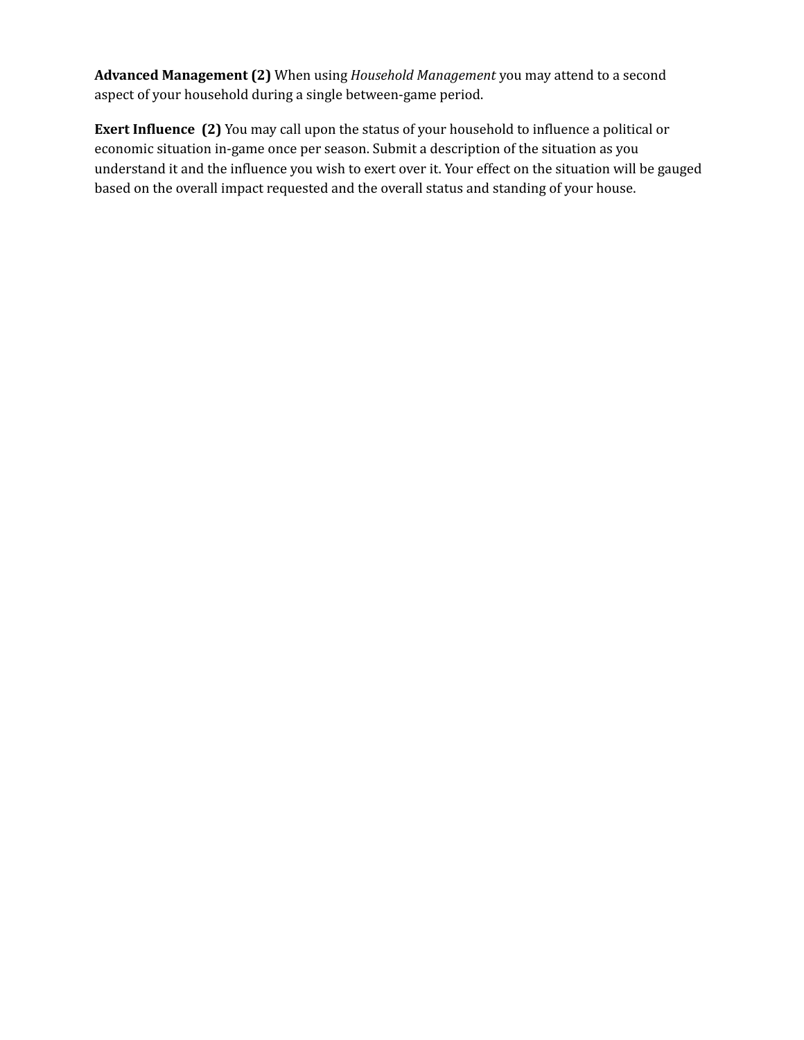**Advanced Management (2)** When using *Household Management* you may attend to a second aspect of your household during a single between-game period.

**Exert Influence (2)** You may call upon the status of your household to influence a political or economic situation in-game once per season. Submit a description of the situation as you understand it and the influence you wish to exert over it. Your effect on the situation will be gauged based on the overall impact requested and the overall status and standing of your house.